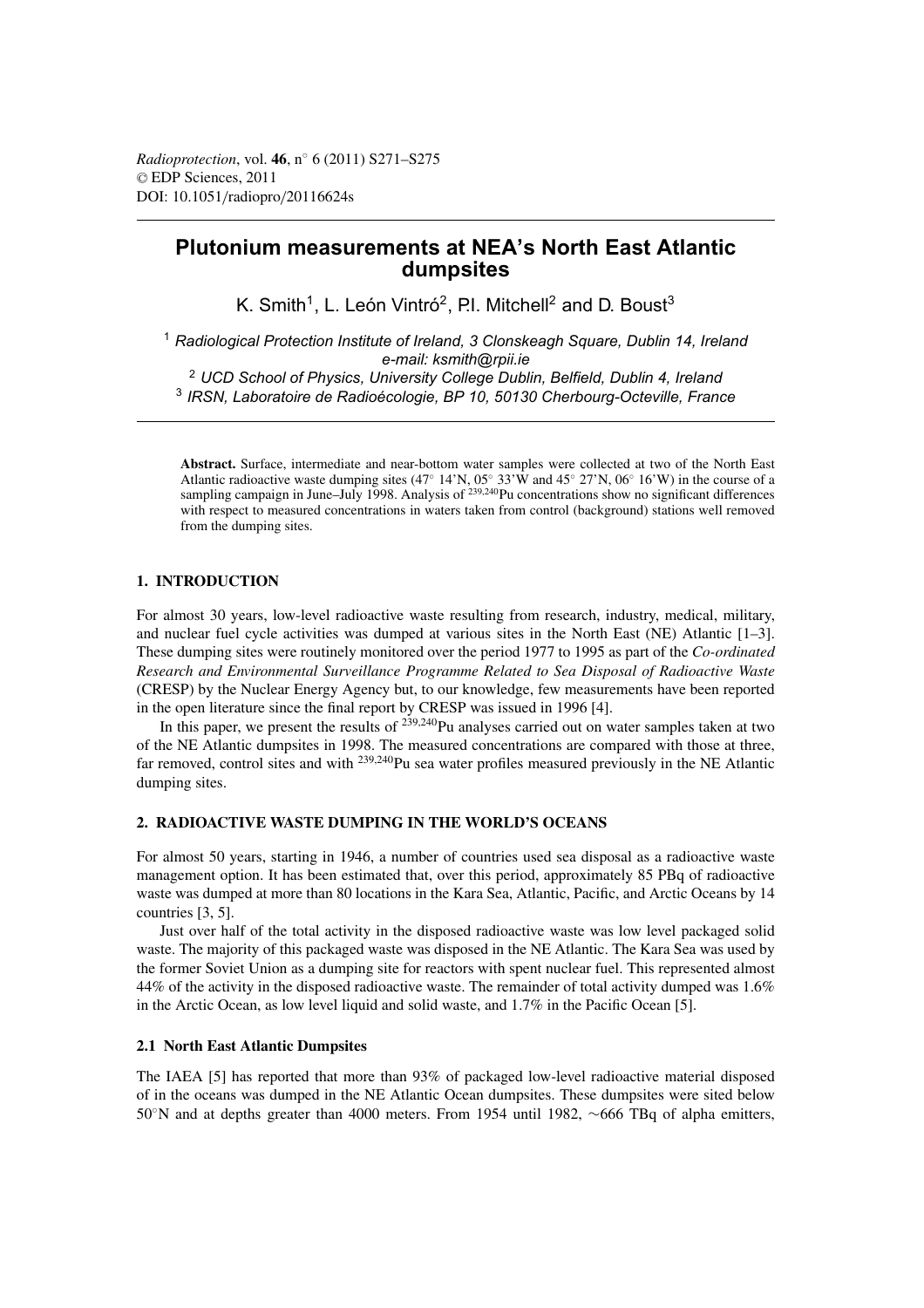*Radioprotection*, vol. **46**, n° 6 (2011) S271–S275
© EDP Sciences, 2011
DOI: 10.1051/radiopro/20116624s

# Plutonium measurements at NEA's North East Atlantic dumpsites

K. Smith[1], L. León Vintró[2], P.I. Mitchell[2] and D. Boust[3]

[1] *Radiological Protection Institute of Ireland, 3 Clonskeagh Square, Dublin 14, Ireland*
*e-mail: ksmith@rpii.ie*
[2] *UCD School of Physics, University College Dublin, Belfield, Dublin 4, Ireland*
[3] *IRSN, Laboratoire de Radioécologie, BP 10, 50130 Cherbourg-Octeville, France*

**Abstract.** Surface, intermediate and near-bottom water samples were collected at two of the North East Atlantic radioactive waste dumping sites (47° 14'N, 05° 33'W and 45° 27'N, 06° 16'W) in the course of a sampling campaign in June–July 1998. Analysis of $^{239,240}$Pu concentrations show no significant differences with respect to measured concentrations in waters taken from control (background) stations well removed from the dumping sites.

## 1. INTRODUCTION

For almost 30 years, low-level radioactive waste resulting from research, industry, medical, military, and nuclear fuel cycle activities was dumped at various sites in the North East (NE) Atlantic [1–3]. These dumping sites were routinely monitored over the period 1977 to 1995 as part of the *Co-ordinated Research and Environmental Surveillance Programme Related to Sea Disposal of Radioactive Waste* (CRESP) by the Nuclear Energy Agency but, to our knowledge, few measurements have been reported in the open literature since the final report by CRESP was issued in 1996 [4].

In this paper, we present the results of $^{239,240}$Pu analyses carried out on water samples taken at two of the NE Atlantic dumpsites in 1998. The measured concentrations are compared with those at three, far removed, control sites and with $^{239,240}$Pu sea water profiles measured previously in the NE Atlantic dumping sites.

## 2. RADIOACTIVE WASTE DUMPING IN THE WORLD'S OCEANS

For almost 50 years, starting in 1946, a number of countries used sea disposal as a radioactive waste management option. It has been estimated that, over this period, approximately 85 PBq of radioactive waste was dumped at more than 80 locations in the Kara Sea, Atlantic, Pacific, and Arctic Oceans by 14 countries [3, 5].

Just over half of the total activity in the disposed radioactive waste was low level packaged solid waste. The majority of this packaged waste was disposed in the NE Atlantic. The Kara Sea was used by the former Soviet Union as a dumping site for reactors with spent nuclear fuel. This represented almost 44% of the activity in the disposed radioactive waste. The remainder of total activity dumped was 1.6% in the Arctic Ocean, as low level liquid and solid waste, and 1.7% in the Pacific Ocean [5].

### 2.1 North East Atlantic Dumpsites

The IAEA [5] has reported that more than 93% of packaged low-level radioactive material disposed of in the oceans was dumped in the NE Atlantic Ocean dumpsites. These dumpsites were sited below 50°N and at depths greater than 4000 meters. From 1954 until 1982, ~666 TBq of alpha emitters,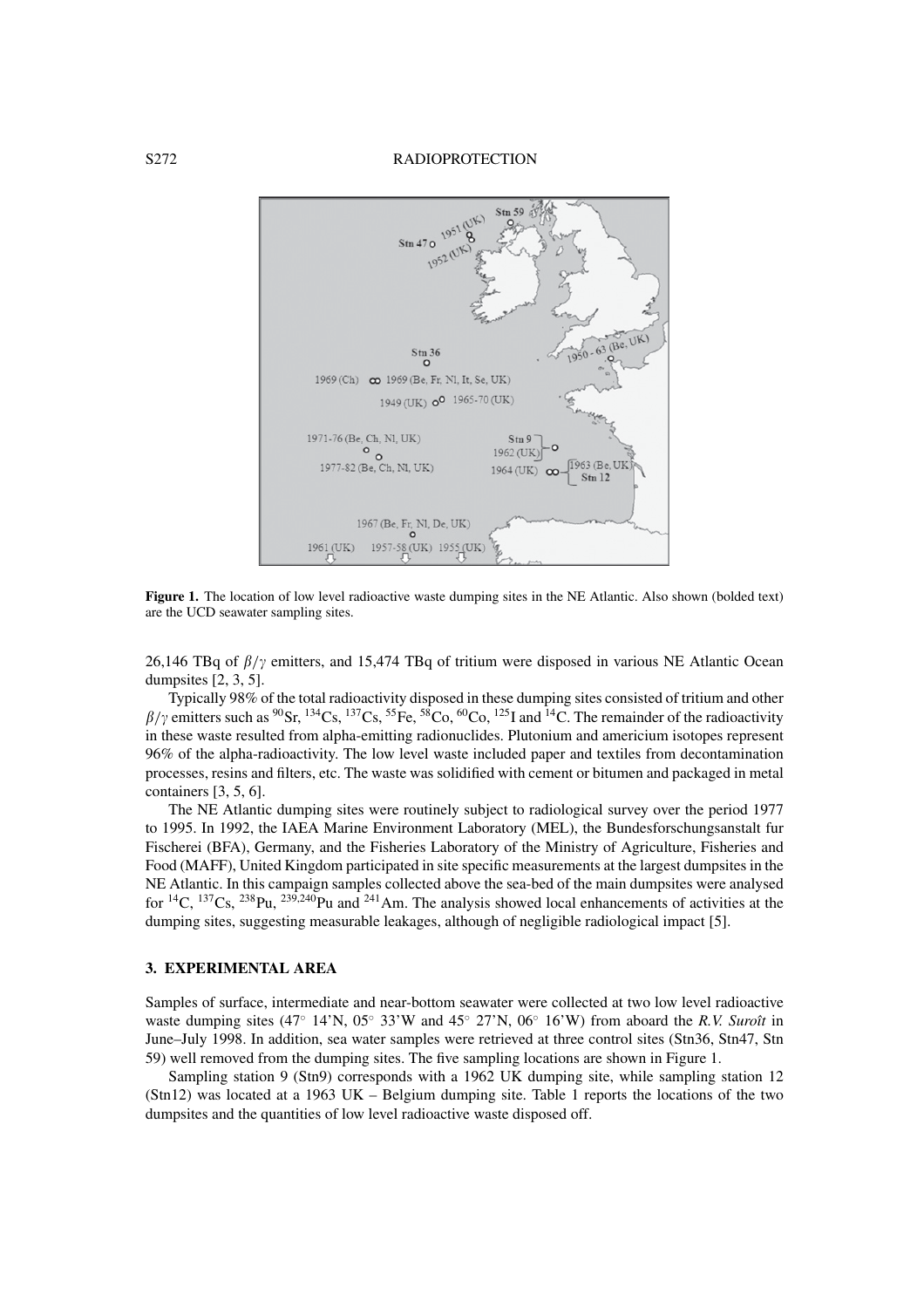**Figure 1.** The location of low level radioactive waste dumping sites in the NE Atlantic. Also shown (bolded text) are the UCD seawater sampling sites.

26,146 TBq of $\beta/\gamma$ emitters, and 15,474 TBq of tritium were disposed in various NE Atlantic Ocean dumpsites [2, 3, 5].

Typically 98% of the total radioactivity disposed in these dumping sites consisted of tritium and other $\beta/\gamma$ emitters such as $^{90}$Sr, $^{134}$Cs, $^{137}$Cs, $^{55}$Fe, $^{58}$Co, $^{60}$Co, $^{125}$I and $^{14}$C. The remainder of the radioactivity in these waste resulted from alpha-emitting radionuclides. Plutonium and americium isotopes represent 96% of the alpha-radioactivity. The low level waste included paper and textiles from decontamination processes, resins and filters, etc. The waste was solidified with cement or bitumen and packaged in metal containers [3, 5, 6].

The NE Atlantic dumping sites were routinely subject to radiological survey over the period 1977 to 1995. In 1992, the IAEA Marine Environment Laboratory (MEL), the Bundesforschungsanstalt fur Fischerei (BFA), Germany, and the Fisheries Laboratory of the Ministry of Agriculture, Fisheries and Food (MAFF), United Kingdom participated in site specific measurements at the largest dumpsites in the NE Atlantic. In this campaign samples collected above the sea-bed of the main dumpsites were analysed for $^{14}$C, $^{137}$Cs, $^{238}$Pu, $^{239,240}$Pu and $^{241}$Am. The analysis showed local enhancements of activities at the dumping sites, suggesting measurable leakages, although of negligible radiological impact [5].

### 3. EXPERIMENTAL AREA

Samples of surface, intermediate and near-bottom seawater were collected at two low level radioactive waste dumping sites (47° 14'N, 05° 33'W and 45° 27'N, 06° 16'W) from aboard the *R.V. Suroît* in June–July 1998. In addition, sea water samples were retrieved at three control sites (Stn36, Stn47, Stn 59) well removed from the dumping sites. The five sampling locations are shown in Figure 1.

Sampling station 9 (Stn9) corresponds with a 1962 UK dumping site, while sampling station 12 (Stn12) was located at a 1963 UK – Belgium dumping site. Table 1 reports the locations of the two dumpsites and the quantities of low level radioactive waste disposed off.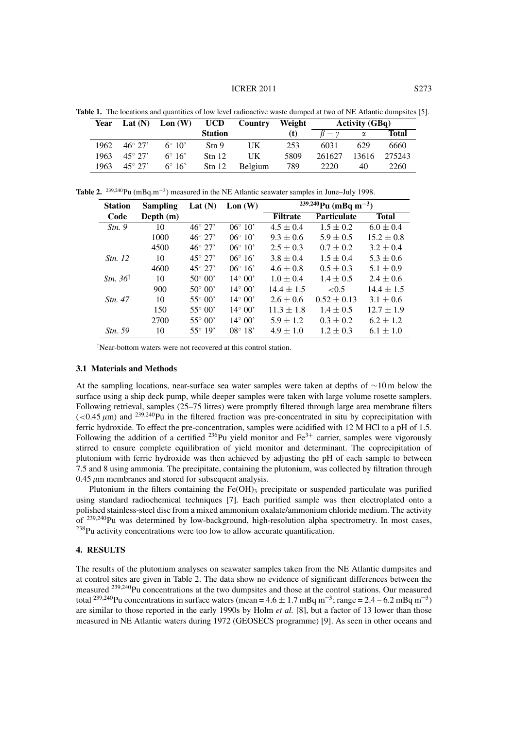**Table 1.** The locations and quantities of low level radioactive waste dumped at two of NE Atlantic dumpsites [5].

| Year | Lat (N) | Lon (W) | UCD Station | Country | Weight (t) | Activity (GBq) | | |
|---|---|---|---|---|---|---|---|---|
| | | | | | | $\beta - \gamma$ | $\alpha$ | Total |
| 1962 | 46° 27' | 6° 10' | Stn 9 | UK | 253 | 6031 | 629 | 6660 |
| 1963 | 45° 27' | 6° 16' | Stn 12 | UK | 5809 | 261627 | 13616 | 275243 |
| 1963 | 45° 27' | 6° 16' | Stn 12 | Belgium | 789 | 2220 | 40 | 2260 |

**Table 2.** $^{239,240}$Pu (mBq.m$^{-3}$) measured in the NE Atlantic seawater samples in June–July 1998.

| Station Code | Sampling Depth (m) | Lat (N) | Lon (W) | $^{239,240}$Pu (mBq m$^{-3}$) | | |
|---|---|---|---|---|---|---|
| | | | | Filtrate | Particulate | Total |
| *Stn. 9* | 10 | 46° 27' | 06° 10' | 4.5 ± 0.4 | 1.5 ± 0.2 | 6.0 ± 0.4 |
| | 1000 | 46° 27' | 06° 10' | 9.3 ± 0.6 | 5.9 ± 0.5 | 15.2 ± 0.8 |
| | 4500 | 46° 27' | 06° 10' | 2.5 ± 0.3 | 0.7 ± 0.2 | 3.2 ± 0.4 |
| *Stn. 12* | 10 | 45° 27' | 06° 16' | 3.8 ± 0.4 | 1.5 ± 0.4 | 5.3 ± 0.6 |
| | 4600 | 45° 27' | 06° 16' | 4.6 ± 0.8 | 0.5 ± 0.3 | 5.1 ± 0.9 |
| *Stn. 36*† | 10 | 50° 00' | 14° 00' | 1.0 ± 0.4 | 1.4 ± 0.5 | 2.4 ± 0.6 |
| | 900 | 50° 00' | 14° 00' | 14.4 ± 1.5 | <0.5 | 14.4 ± 1.5 |
| *Stn. 47* | 10 | 55° 00' | 14° 00' | 2.6 ± 0.6 | 0.52 ± 0.13 | 3.1 ± 0.6 |
| | 150 | 55° 00' | 14° 00' | 11.3 ± 1.8 | 1.4 ± 0.5 | 12.7 ± 1.9 |
| | 2700 | 55° 00' | 14° 00' | 5.9 ± 1.2 | 0.3 ± 0.2 | 6.2 ± 1.2 |
| *Stn. 59* | 10 | 55° 19' | 08° 18' | 4.9 ± 1.0 | 1.2 ± 0.3 | 6.1 ± 1.0 |

†Near-bottom waters were not recovered at this control station.

### 3.1 Materials and Methods

At the sampling locations, near-surface sea water samples were taken at depths of ~10 m below the surface using a ship deck pump, while deeper samples were taken with large volume rosette samplers. Following retrieval, samples (25–75 litres) were promptly filtered through large area membrane filters (<0.45 $\mu$m) and $^{239,240}$Pu in the filtered fraction was pre-concentrated in situ by coprecipitation with ferric hydroxide. To effect the pre-concentration, samples were acidified with 12 M HCl to a pH of 1.5. Following the addition of a certified $^{236}$Pu yield monitor and $Fe^{3+}$ carrier, samples were vigorously stirred to ensure complete equilibration of yield monitor and determinant. The coprecipitation of plutonium with ferric hydroxide was then achieved by adjusting the pH of each sample to between 7.5 and 8 using ammonia. The precipitate, containing the plutonium, was collected by filtration through 0.45 $\mu$m membranes and stored for subsequent analysis.

Plutonium in the filters containing the $Fe(OH)_3$ precipitate or suspended particulate was purified using standard radiochemical techniques [7]. Each purified sample was then electroplated onto a polished stainless-steel disc from a mixed ammonium oxalate/ammonium chloride medium. The activity of $^{239,240}$Pu was determined by low-background, high-resolution alpha spectrometry. In most cases, $^{238}$Pu activity concentrations were too low to allow accurate quantification.

## 4. RESULTS

The results of the plutonium analyses on seawater samples taken from the NE Atlantic dumpsites and at control sites are given in Table 2. The data show no evidence of significant differences between the measured $^{239,240}$Pu concentrations at the two dumpsites and those at the control stations. Our measured total $^{239,240}$Pu concentrations in surface waters (mean = 4.6 ± 1.7 mBq m$^{-3}$; range = 2.4 – 6.2 mBq m$^{-3}$) are similar to those reported in the early 1990s by Holm *et al.* [8], but a factor of 13 lower than those measured in NE Atlantic waters during 1972 (GEOSECS programme) [9]. As seen in other oceans and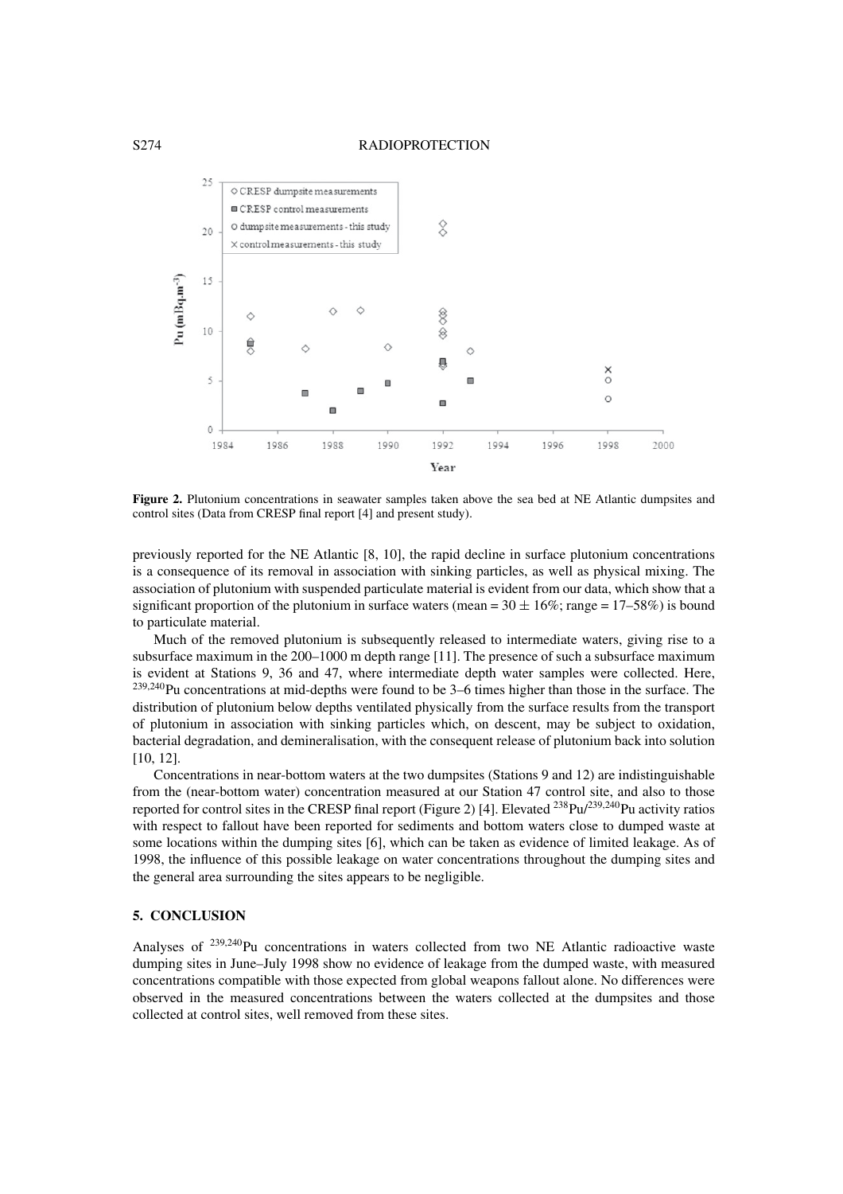**Figure 2.** Plutonium concentrations in seawater samples taken above the sea bed at NE Atlantic dumpsites and control sites (Data from CRESP final report [4] and present study).

previously reported for the NE Atlantic [8, 10], the rapid decline in surface plutonium concentrations is a consequence of its removal in association with sinking particles, as well as physical mixing. The association of plutonium with suspended particulate material is evident from our data, which show that a significant proportion of the plutonium in surface waters (mean = $30 \pm 16\%$; range = 17–58%) is bound to particulate material.

Much of the removed plutonium is subsequently released to intermediate waters, giving rise to a subsurface maximum in the 200–1000 m depth range [11]. The presence of such a subsurface maximum is evident at Stations 9, 36 and 47, where intermediate depth water samples were collected. Here, $^{239,240}$Pu concentrations at mid-depths were found to be 3–6 times higher than those in the surface. The distribution of plutonium below depths ventilated physically from the surface results from the transport of plutonium in association with sinking particles which, on descent, may be subject to oxidation, bacterial degradation, and demineralisation, with the consequent release of plutonium back into solution [10, 12].

Concentrations in near-bottom waters at the two dumpsites (Stations 9 and 12) are indistinguishable from the (near-bottom water) concentration measured at our Station 47 control site, and also to those reported for control sites in the CRESP final report (Figure 2) [4]. Elevated $^{238}$Pu/$^{239,240}$Pu activity ratios with respect to fallout have been reported for sediments and bottom waters close to dumped waste at some locations within the dumping sites [6], which can be taken as evidence of limited leakage. As of 1998, the influence of this possible leakage on water concentrations throughout the dumping sites and the general area surrounding the sites appears to be negligible.

## 5. CONCLUSION

Analyses of $^{239,240}$Pu concentrations in waters collected from two NE Atlantic radioactive waste dumping sites in June–July 1998 show no evidence of leakage from the dumped waste, with measured concentrations compatible with those expected from global weapons fallout alone. No differences were observed in the measured concentrations between the waters collected at the dumpsites and those collected at control sites, well removed from these sites.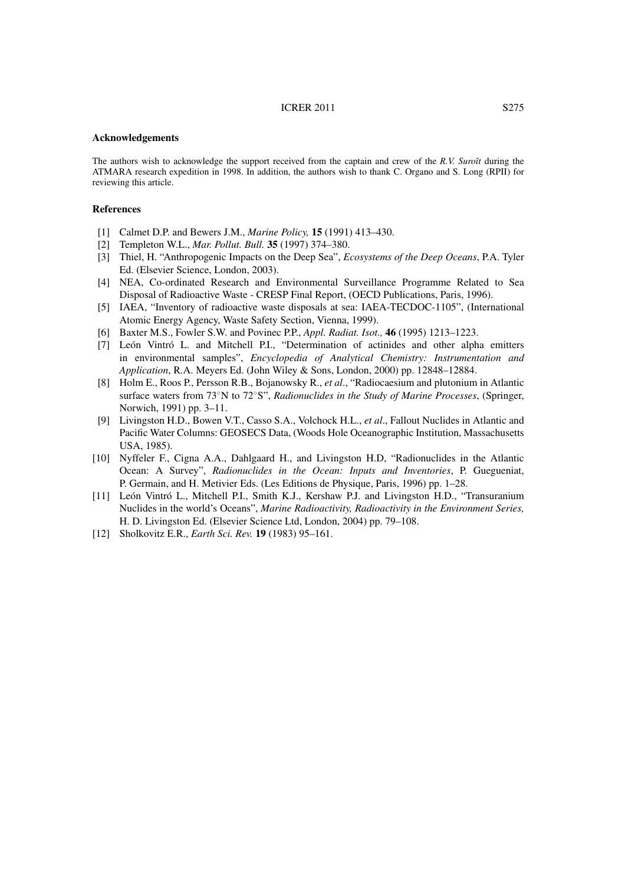## Acknowledgements

The authors wish to acknowledge the support received from the captain and crew of the *R.V. Suroît* during the ATMARA research expedition in 1998. In addition, the authors wish to thank C. Organo and S. Long (RPII) for reviewing this article.

## References

[1] Calmet D.P. and Bewers J.M., *Marine Policy,* **15** (1991) 413–430.

[2] Templeton W.L., *Mar. Pollut. Bull.* **35** (1997) 374–380.

[3] Thiel, H. "Anthropogenic Impacts on the Deep Sea", *Ecosystems of the Deep Oceans*, P.A. Tyler Ed. (Elsevier Science, London, 2003).

[4] NEA, Co-ordinated Research and Environmental Surveillance Programme Related to Sea Disposal of Radioactive Waste - CRESP Final Report, (OECD Publications, Paris, 1996).

[5] IAEA, "Inventory of radioactive waste disposals at sea: IAEA-TECDOC-1105", (International Atomic Energy Agency, Waste Safety Section, Vienna, 1999).

[6] Baxter M.S., Fowler S.W. and Povinec P.P., *Appl. Radiat. Isot.,* **46** (1995) 1213–1223.

[7] León Vintró L. and Mitchell P.I., "Determination of actinides and other alpha emitters in environmental samples", *Encyclopedia of Analytical Chemistry: Instrumentation and Application*, R.A. Meyers Ed. (John Wiley & Sons, London, 2000) pp. 12848–12884.

[8] Holm E., Roos P., Persson R.B., Bojanowsky R., *et al*., "Radiocaesium and plutonium in Atlantic surface waters from 73°N to 72°S", *Radionuclides in the Study of Marine Processes*, (Springer, Norwich, 1991) pp. 3–11.

[9] Livingston H.D., Bowen V.T., Casso S.A., Volchock H.L., *et al*., Fallout Nuclides in Atlantic and Pacific Water Columns: GEOSECS Data, (Woods Hole Oceanographic Institution, Massachusetts USA, 1985).

[10] Nyffeler F., Cigna A.A., Dahlgaard H., and Livingston H.D, "Radionuclides in the Atlantic Ocean: A Survey", *Radionuclides in the Ocean: Inputs and Inventories*, P. Gueguéniat, P. Germain, and H. Metivier Eds. (Les Editions de Physique, Paris, 1996) pp. 1–28.

[11] León Vintró L., Mitchell P.I., Smith K.J., Kershaw P.J. and Livingston H.D., "Transuranium Nuclides in the world's Oceans", *Marine Radioactivity, Radioactivity in the Environment Series,* H. D. Livingston Ed. (Elsevier Science Ltd, London, 2004) pp. 79–108.

[12] Sholkovitz E.R., *Earth Sci. Rev.* **19** (1983) 95–161.